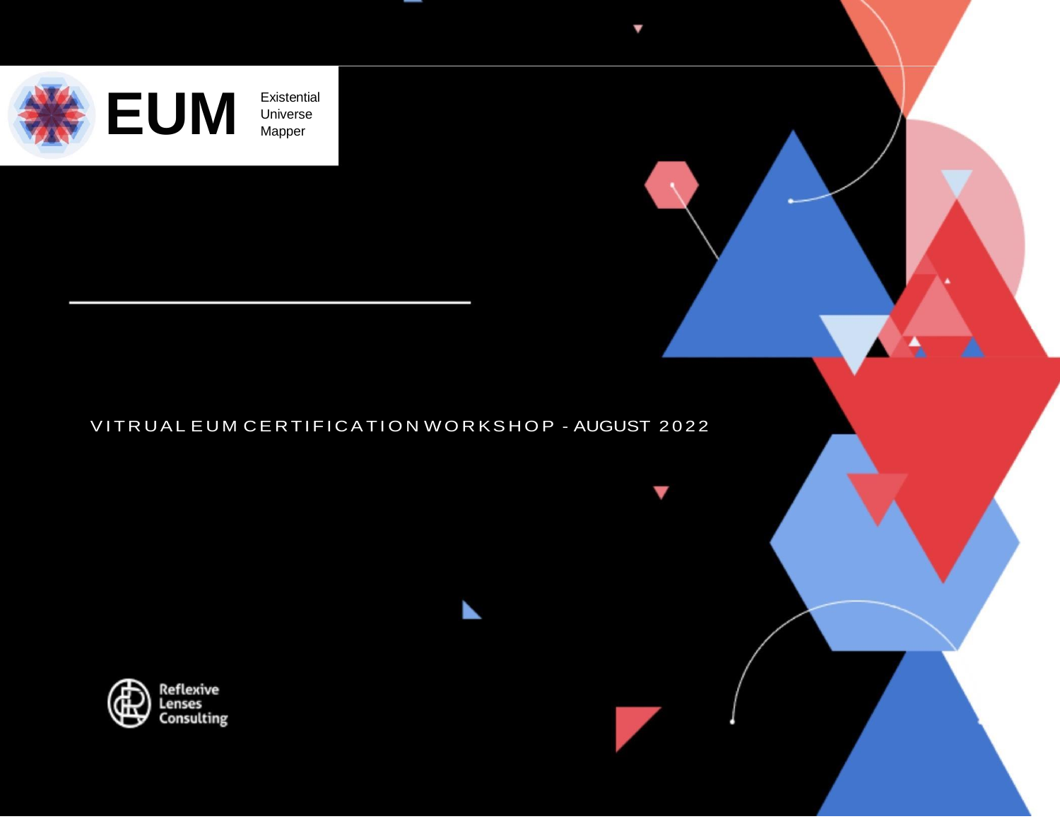# EUM

Existential Universe Mapper

VITRUAL EUM CERTIFICATION WORKSHOP - AUGUST 2022

Reflexive Lenses Consulting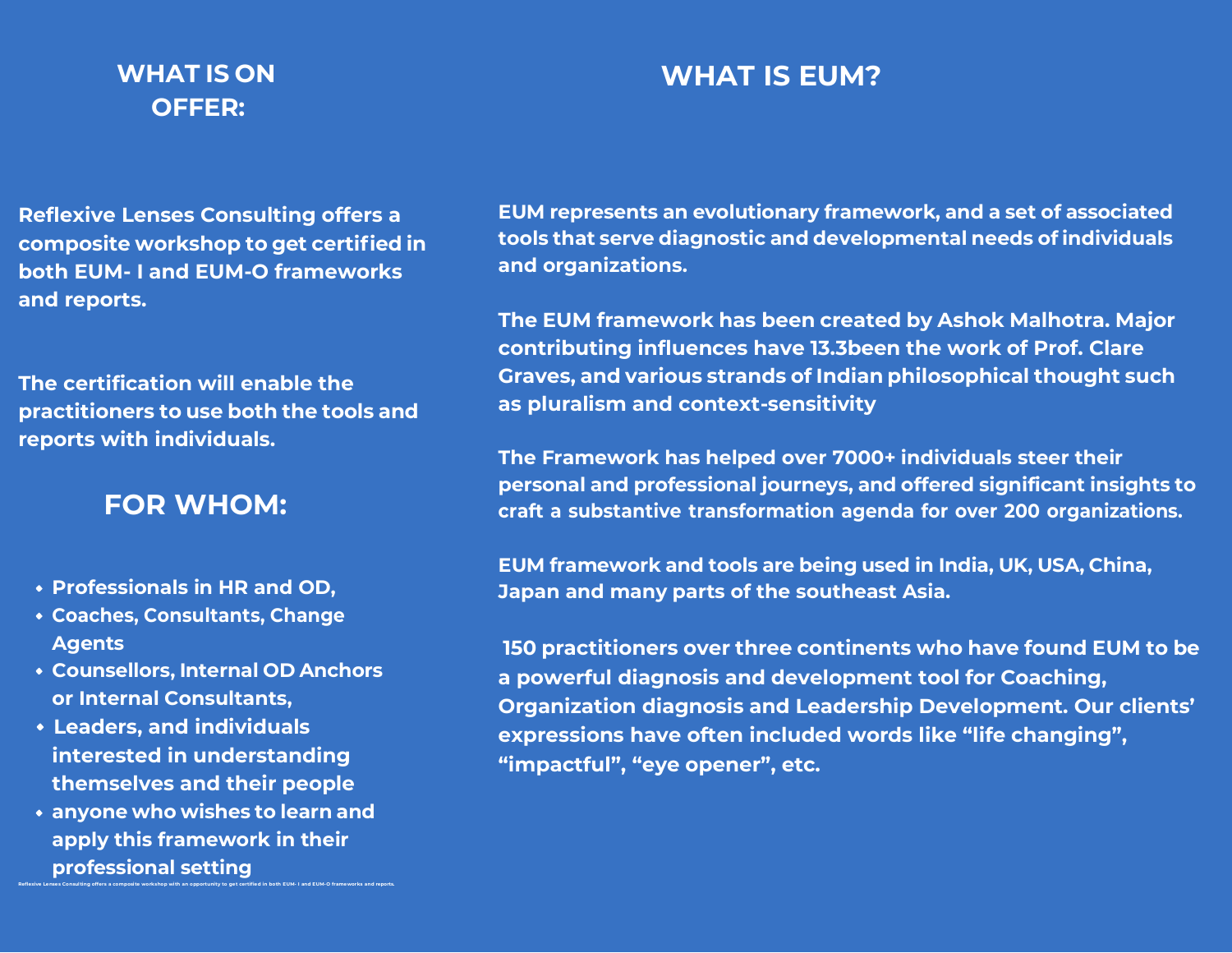## WHAT IS ON OFFER:

Reflexive Lenses Consulting offers a composite workshop to get certified in both EUM- I and EUM-O frameworks and reports.

The certification will enable the practitioners to use both the tools and reports with individuals.

## FOR WHOM:

- Professionals in HR and OD,
- Coaches, Consultants, Change Agents
- Counsellors, Internal OD Anchors or Internal Consultants,
- Leaders, and individuals interested in understanding themselves and their people
- anyone who wishes to learn and apply this framework in their professional setting

Reflexive Lenses Consulting offers a composite workshop with an opportunity to get certified in both EUM- I and EUM-O frameworks and reports.

## WHAT IS EUM?

EUM represents an evolutionary framework, and a set of associated tools that serve diagnostic and developmental needs of individuals and organizations.

The EUM framework has been created by Ashok Malhotra. Major contributing influences have 13.3been the work of Prof. Clare Graves, and various strands of Indian philosophical thought such as pluralism and context-sensitivity

The Framework has helped over 7000+ individuals steer their personal and professional journeys, and offered significant insights to craft a substantive transformation agenda for over 200 organizations.

EUM framework and tools are being used in India, UK, USA, China, Japan and many parts of the southeast Asia.

150 practitioners over three continents who have found EUM to be a powerful diagnosis and development tool for Coaching, Organization diagnosis and Leadership Development. Our clients' expressions have often included words like "life changing", "impactful", "eye opener", etc.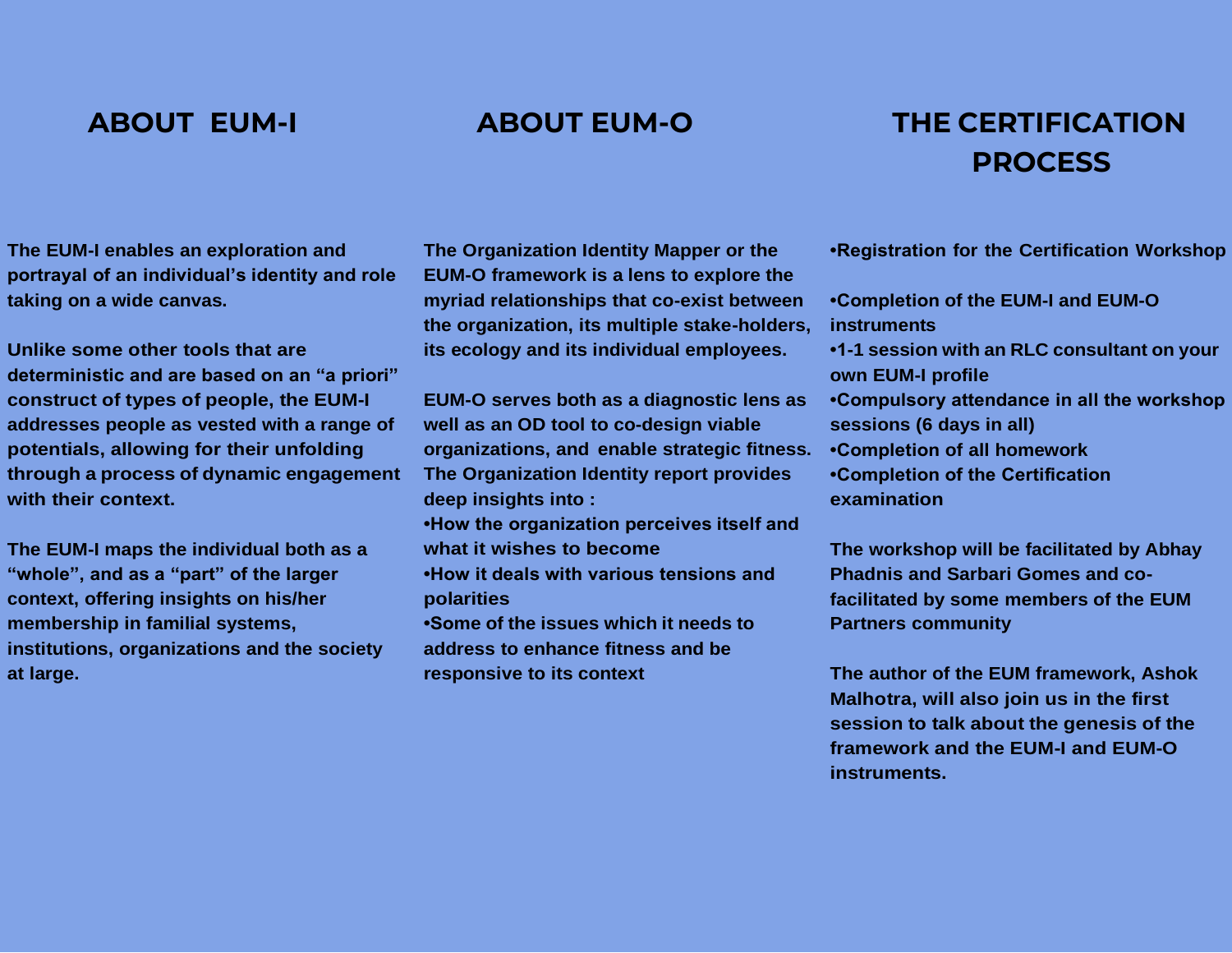## ABOUT EUM-I

**The EUM-I enables an exploration and portrayal of an individual's identity and role taking on a wide canvas.**

**Unlike some other tools that are deterministic and are based on an "a priori" construct of types of people, the EUM-I addresses people as vested with a range of potentials, allowing for their unfolding through a process of dynamic engagement with their context.**

**The EUM-I maps the individual both as a "whole", and as a "part" of the larger context, offering insights on his/her membership in familial systems, institutions, organizations and the society at large.**

## ABOUT EUM-O

**The Organization Identity Mapper or the EUM-O framework is a lens to explore the myriad relationships that co-exist between the organization, its multiple stake-holders, its ecology and its individual employees.**

**EUM-O serves both as a diagnostic lens as well as an OD tool to co-design viable organizations, and enable strategic fitness. The Organization Identity report provides deep insights into :**

- **How the organization perceives itself and what it wishes to become**
- **How it deals with various tensions and polarities**
- **Some of the issues which it needs to address to enhance fitness and be responsive to its context**

## THE CERTIFICATION PROCESS

- **Registration for the Certification Workshop**
- **Completion of the EUM-I and EUM-O instruments**
- **1-1 session with an RLC consultant on your own EUM-I profile**
- **Compulsory attendance in all the workshop sessions (6 days in all)**
- **Completion of all homework**
- **Completion of the Certification examination**

**The workshop will be facilitated by Abhay Phadnis and Sarbari Gomes and co-facilitated by some members of the EUM Partners community**

**The author of the EUM framework, Ashok Malhotra, will also join us in the first session to talk about the genesis of the framework and the EUM-I and EUM-O instruments.**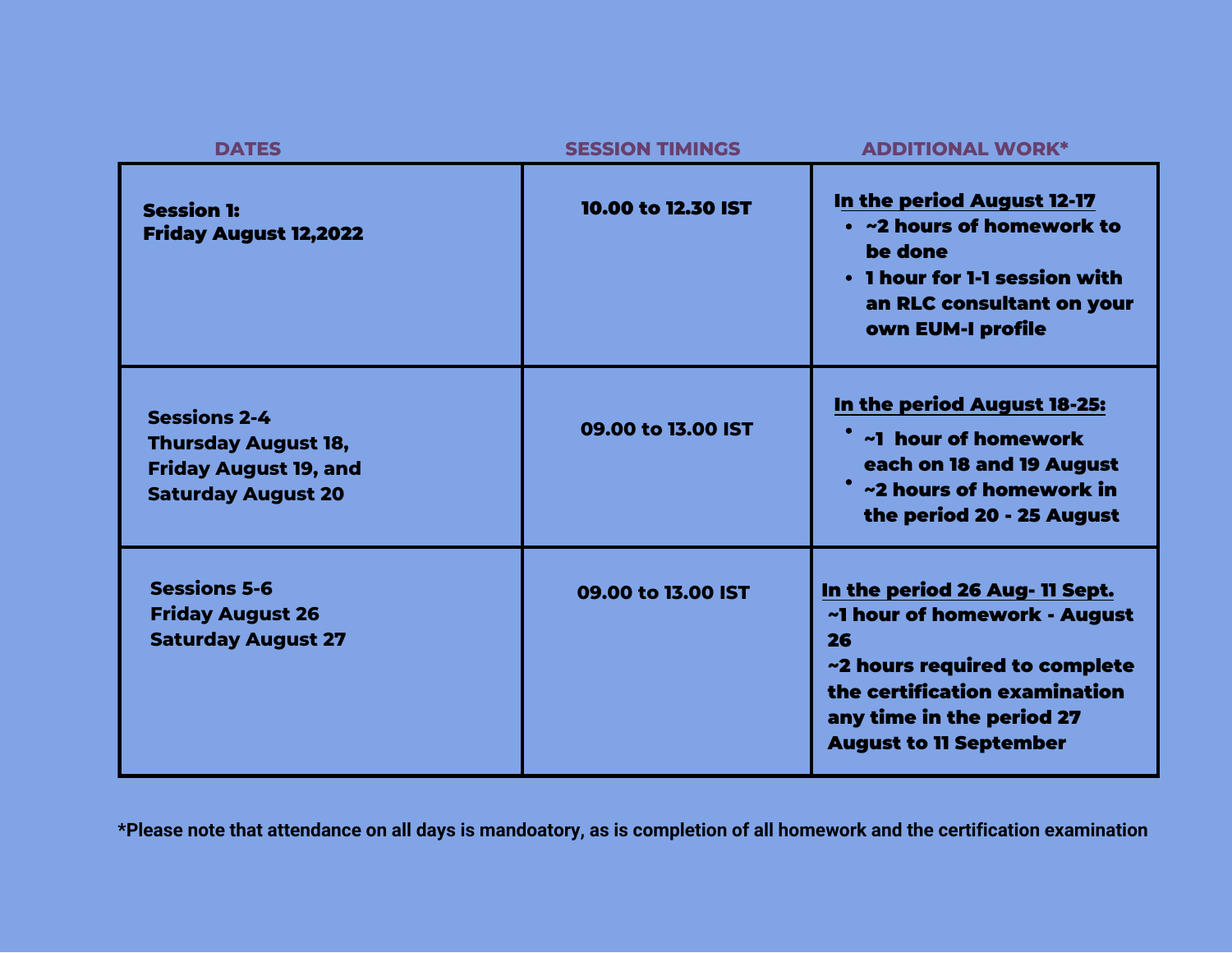| DATES | SESSION TIMINGS | ADDITIONAL WORK* |
| --- | --- | --- |
| **Session 1:**<br>**Friday August 12,2022** | **10.00 to 12.30 IST** | **In the period August 12-17**<br>• **~2 hours of homework to be done**<br>• **1 hour for 1-1 session with an RLC consultant on your own EUM-I profile** |
| **Sessions 2-4**<br>**Thursday August 18,**<br>**Friday August 19, and**<br>**Saturday August 20** | **09.00 to 13.00 IST** | **In the period August 18-25:**<br>• **~1 hour of homework each on 18 and 19 August**<br>• **~2 hours of homework in the period 20 - 25 August** |
| **Sessions 5-6**<br>**Friday August 26**<br>**Saturday August 27** | **09.00 to 13.00 IST** | **In the period 26 Aug- 11 Sept.**<br>**~1 hour of homework - August 26**<br>**~2 hours required to complete the certification examination any time in the period 27 August to 11 September** |

**\*Please note that attendance on all days is mandoatory, as is completion of all homework and the certification examination**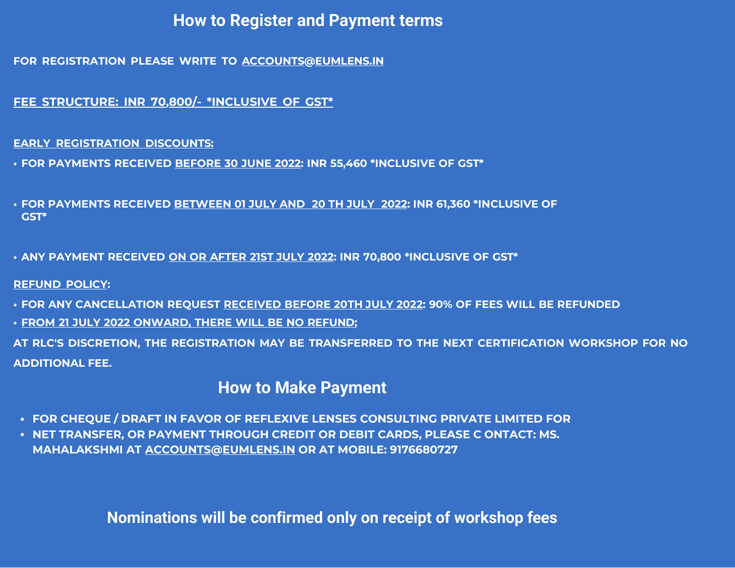# How to Register and Payment terms

FOR REGISTRATION PLEASE WRITE TO ACCOUNTS@EUMLENS.IN

FEE STRUCTURE: INR 70,800/- *INCLUSIVE OF GST*

EARLY REGISTRATION DISCOUNTS:

- FOR PAYMENTS RECEIVED BEFORE 30 JUNE 2022: INR 55,460 *INCLUSIVE OF GST*
- FOR PAYMENTS RECEIVED BETWEEN 01 JULY AND 20 TH JULY 2022: INR 61,360 *INCLUSIVE OF GST*
- ANY PAYMENT RECEIVED ON OR AFTER 21ST JULY 2022: INR 70,800 *INCLUSIVE OF GST*

REFUND POLICY:

- FOR ANY CANCELLATION REQUEST RECEIVED BEFORE 20TH JULY 2022: 90% OF FEES WILL BE REFUNDED
- FROM 21 JULY 2022 ONWARD, THERE WILL BE NO REFUND;

AT RLC'S DISCRETION, THE REGISTRATION MAY BE TRANSFERRED TO THE NEXT CERTIFICATION WORKSHOP FOR NO ADDITIONAL FEE.

# How to Make Payment

- FOR CHEQUE / DRAFT IN FAVOR OF REFLEXIVE LENSES CONSULTING PRIVATE LIMITED FOR
- NET TRANSFER, OR PAYMENT THROUGH CREDIT OR DEBIT CARDS, PLEASE C ONTACT: MS. MAHALAKSHMI AT ACCOUNTS@EUMLENS.IN OR AT MOBILE: 9176680727

## Nominations will be confirmed only on receipt of workshop fees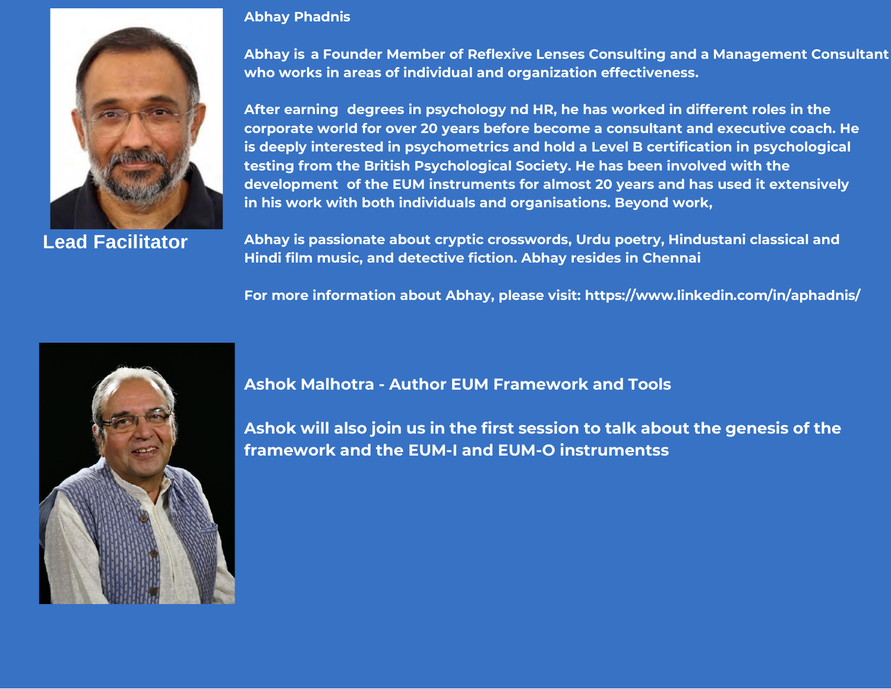**Lead Facilitator**

## Abhay Phadnis

Abhay is a Founder Member of Reflexive Lenses Consulting and a Management Consultant who works in areas of individual and organization effectiveness.

After earning degrees in psychology nd HR, he has worked in different roles in the corporate world for over 20 years before become a consultant and executive coach. He is deeply interested in psychometrics and hold a Level B certification in psychological testing from the British Psychological Society. He has been involved with the development of the EUM instruments for almost 20 years and has used it extensively in his work with both individuals and organisations. Beyond work,

Abhay is passionate about cryptic crosswords, Urdu poetry, Hindustani classical and Hindi film music, and detective fiction. Abhay resides in Chennai

For more information about Abhay, please visit: https://www.linkedin.com/in/aphadnis/

## Ashok Malhotra - Author EUM Framework and Tools

Ashok will also join us in the first session to talk about the genesis of the framework and the EUM-I and EUM-O instrumentss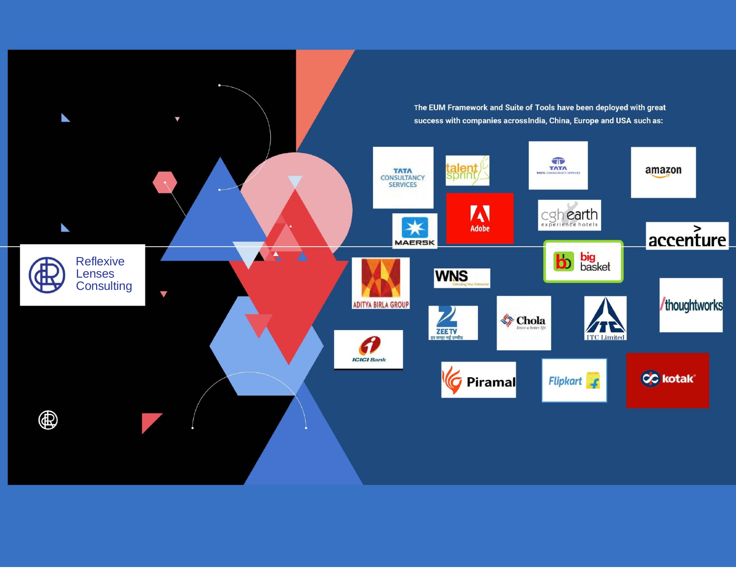Reflexive Lenses Consulting

The EUM Framework and Suite of Tools have been deployed with great success with companies acrossIndia, China, Europe and USA such as: